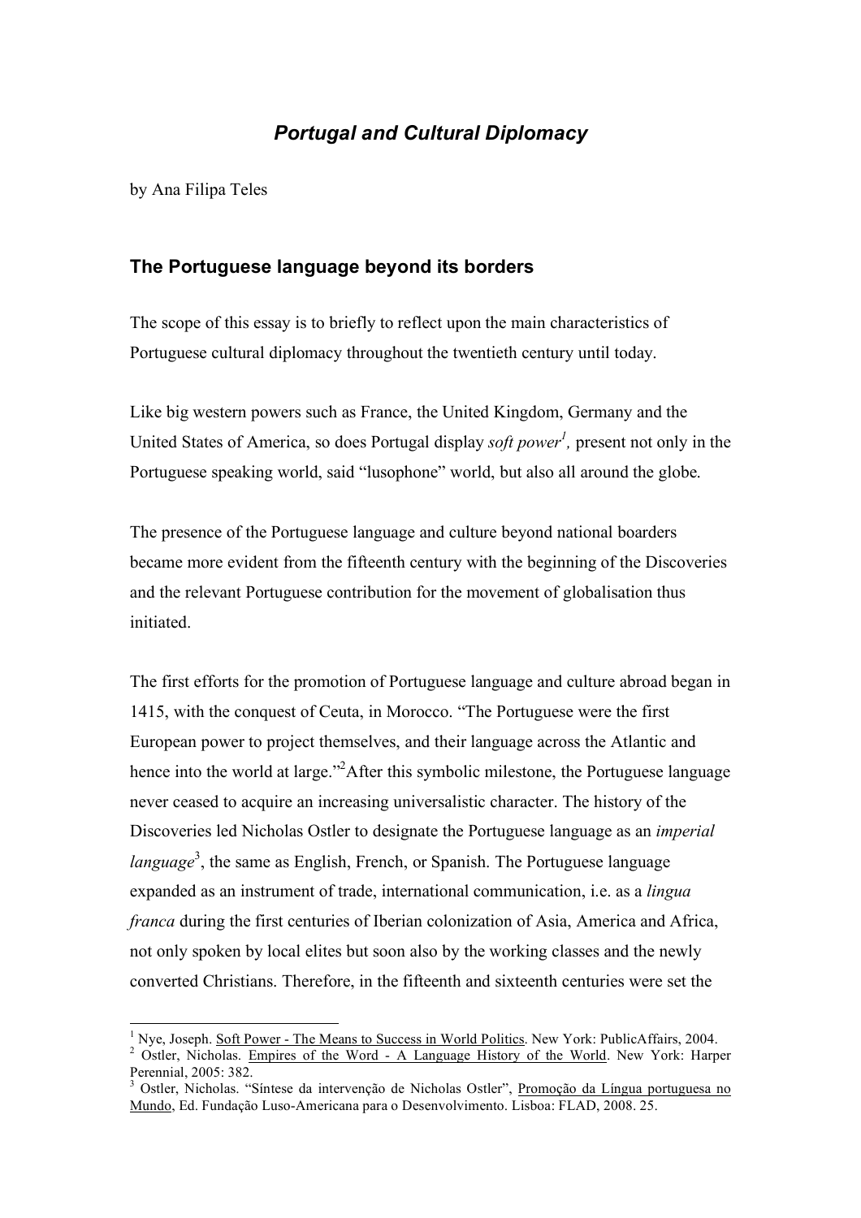# *Portugal and Cultural Diplomacy*

by Ana Filipa Teles

## The Portuguese language beyond its borders

The scope of this essay is to briefly to reflect upon the main characteristics of Portuguese cultural diplomacy throughout the twentieth century until today.

Like big western powers such as France, the United Kingdom, Germany and the United States of America, so does Portugal display *soft power*[1], present not only in the Portuguese speaking world, said "lusophone" world, but also all around the globe.

The presence of the Portuguese language and culture beyond national boarders became more evident from the fifteenth century with the beginning of the Discoveries and the relevant Portuguese contribution for the movement of globalisation thus initiated.

The first efforts for the promotion of Portuguese language and culture abroad began in 1415, with the conquest of Ceuta, in Morocco. "The Portuguese were the first European power to project themselves, and their language across the Atlantic and hence into the world at large."[2]After this symbolic milestone, the Portuguese language never ceased to acquire an increasing universalistic character. The history of the Discoveries led Nicholas Ostler to designate the Portuguese language as an *imperial language*[3], the same as English, French, or Spanish. The Portuguese language expanded as an instrument of trade, international communication, i.e. as a *lingua franca* during the first centuries of Iberian colonization of Asia, America and Africa, not only spoken by local elites but soon also by the working classes and the newly converted Christians. Therefore, in the fifteenth and sixteenth centuries were set the

---

[1] Nye, Joseph. Soft Power - The Means to Success in World Politics. New York: PublicAffairs, 2004.

[2] Ostler, Nicholas. Empires of the Word - A Language History of the World. New York: Harper Perennial, 2005: 382.

[3] Ostler, Nicholas. "Síntese da intervenção de Nicholas Ostler", Promoção da Língua portuguesa no Mundo, Ed. Fundação Luso-Americana para o Desenvolvimento. Lisboa: FLAD, 2008. 25.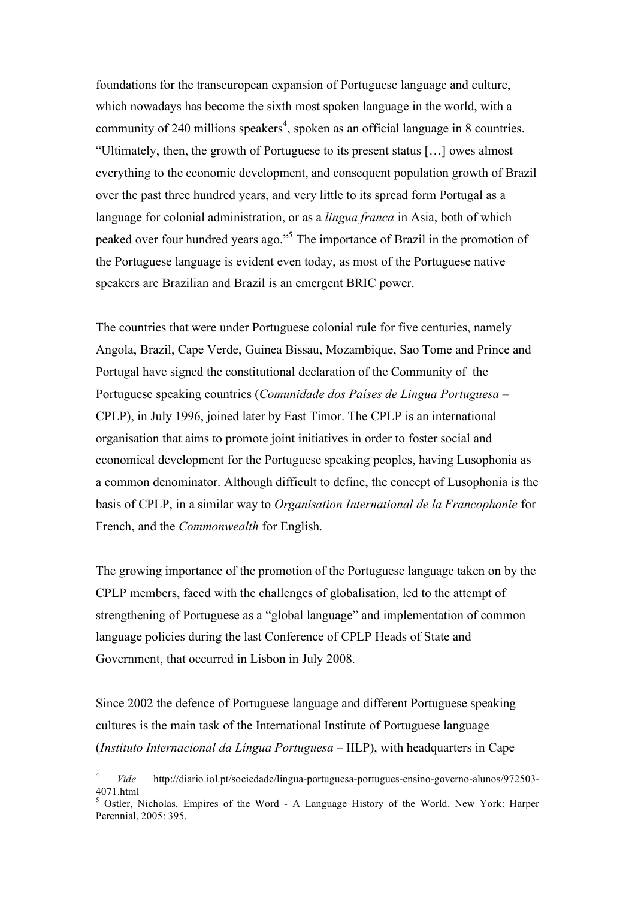foundations for the transeuropean expansion of Portuguese language and culture, which nowadays has become the sixth most spoken language in the world, with a community of 240 millions speakers[4], spoken as an official language in 8 countries. "Ultimately, then, the growth of Portuguese to its present status […] owes almost everything to the economic development, and consequent population growth of Brazil over the past three hundred years, and very little to its spread form Portugal as a language for colonial administration, or as a *lingua franca* in Asia, both of which peaked over four hundred years ago."[5] The importance of Brazil in the promotion of the Portuguese language is evident even today, as most of the Portuguese native speakers are Brazilian and Brazil is an emergent BRIC power.

The countries that were under Portuguese colonial rule for five centuries, namely Angola, Brazil, Cape Verde, Guinea Bissau, Mozambique, Sao Tome and Prince and Portugal have signed the constitutional declaration of the Community of the Portuguese speaking countries (*Comunidade dos Países de Lingua Portuguesa* – CPLP), in July 1996, joined later by East Timor. The CPLP is an international organisation that aims to promote joint initiatives in order to foster social and economical development for the Portuguese speaking peoples, having Lusophonia as a common denominator. Although difficult to define, the concept of Lusophonia is the basis of CPLP, in a similar way to *Organisation International de la Francophonie* for French, and the *Commonwealth* for English.

The growing importance of the promotion of the Portuguese language taken on by the CPLP members, faced with the challenges of globalisation, led to the attempt of strengthening of Portuguese as a "global language" and implementation of common language policies during the last Conference of CPLP Heads of State and Government, that occurred in Lisbon in July 2008.

Since 2002 the defence of Portuguese language and different Portuguese speaking cultures is the main task of the International Institute of Portuguese language (*Instituto Internacional da Língua Portuguesa* – IILP), with headquarters in Cape

---

[4] *Vide* http://diario.iol.pt/sociedade/lingua-portuguesa-portugues-ensino-governo-alunos/972503-4071.html

[5] Ostler, Nicholas. Empires of the Word - A Language History of the World. New York: Harper Perennial, 2005: 395.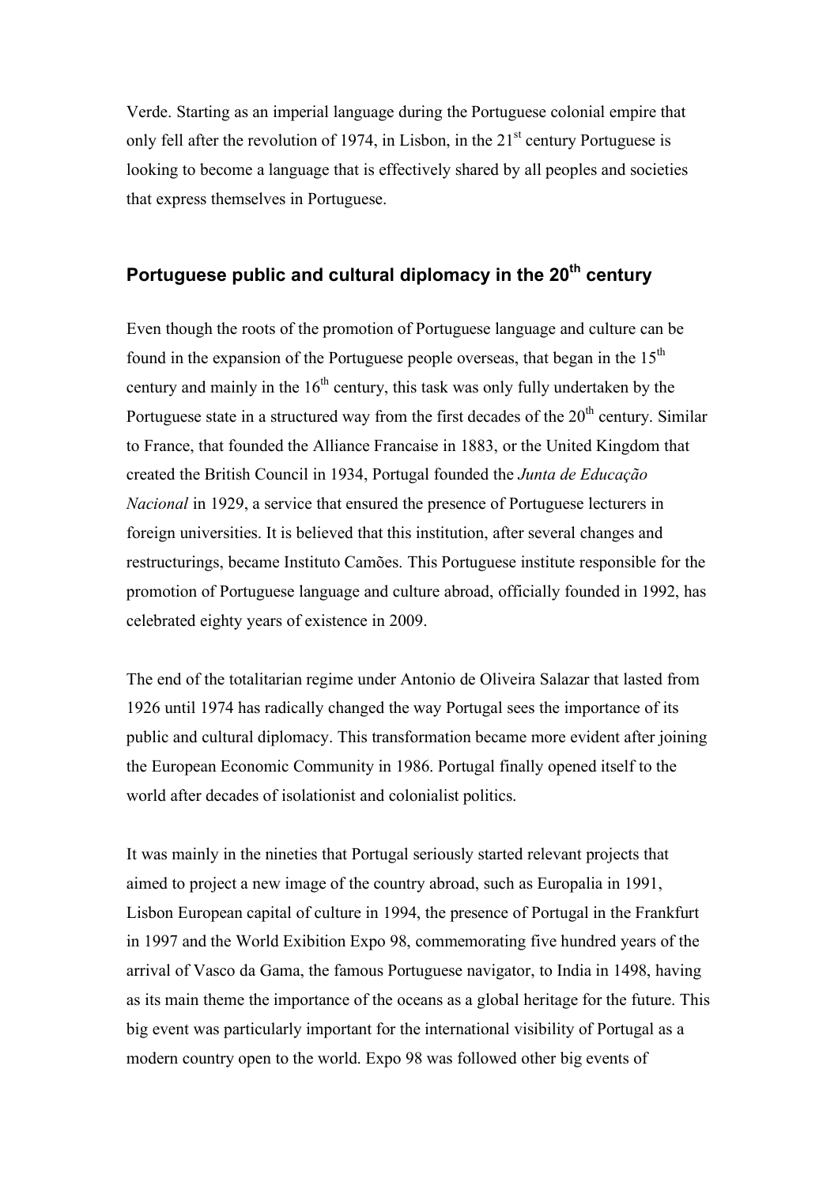Verde. Starting as an imperial language during the Portuguese colonial empire that only fell after the revolution of 1974, in Lisbon, in the 21st century Portuguese is looking to become a language that is effectively shared by all peoples and societies that express themselves in Portuguese.

## Portuguese public and cultural diplomacy in the 20th century

Even though the roots of the promotion of Portuguese language and culture can be found in the expansion of the Portuguese people overseas, that began in the 15th century and mainly in the 16th century, this task was only fully undertaken by the Portuguese state in a structured way from the first decades of the 20th century. Similar to France, that founded the Alliance Francaise in 1883, or the United Kingdom that created the British Council in 1934, Portugal founded the *Junta de Educação Nacional* in 1929, a service that ensured the presence of Portuguese lecturers in foreign universities. It is believed that this institution, after several changes and restructurings, became Instituto Camões. This Portuguese institute responsible for the promotion of Portuguese language and culture abroad, officially founded in 1992, has celebrated eighty years of existence in 2009.

The end of the totalitarian regime under Antonio de Oliveira Salazar that lasted from 1926 until 1974 has radically changed the way Portugal sees the importance of its public and cultural diplomacy. This transformation became more evident after joining the European Economic Community in 1986. Portugal finally opened itself to the world after decades of isolationist and colonialist politics.

It was mainly in the nineties that Portugal seriously started relevant projects that aimed to project a new image of the country abroad, such as Europalia in 1991, Lisbon European capital of culture in 1994, the presence of Portugal in the Frankfurt in 1997 and the World Exibition Expo 98, commemorating five hundred years of the arrival of Vasco da Gama, the famous Portuguese navigator, to India in 1498, having as its main theme the importance of the oceans as a global heritage for the future. This big event was particularly important for the international visibility of Portugal as a modern country open to the world. Expo 98 was followed other big events of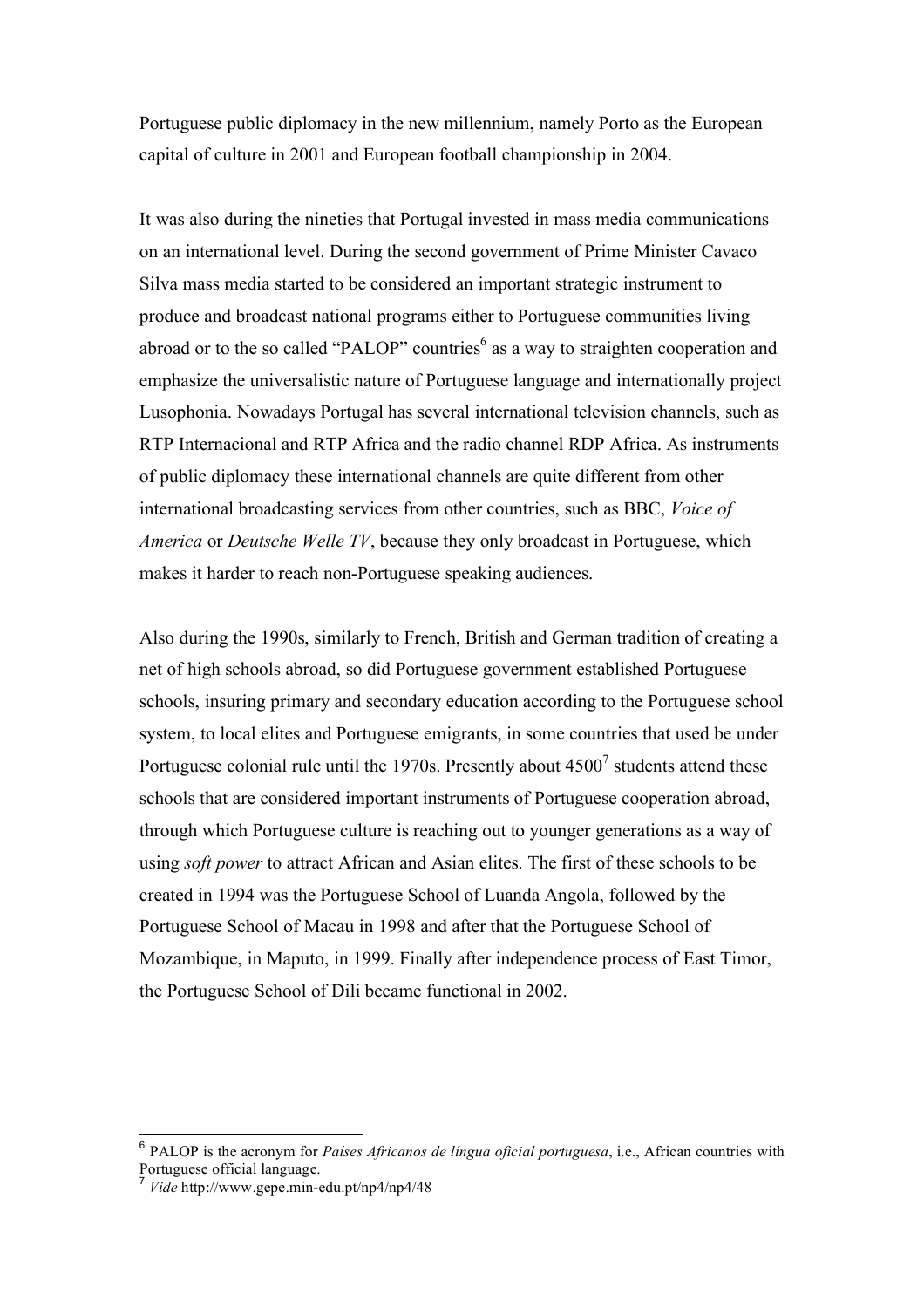Portuguese public diplomacy in the new millennium, namely Porto as the European capital of culture in 2001 and European football championship in 2004.

It was also during the nineties that Portugal invested in mass media communications on an international level. During the second government of Prime Minister Cavaco Silva mass media started to be considered an important strategic instrument to produce and broadcast national programs either to Portuguese communities living abroad or to the so called "PALOP" countries[6] as a way to straighten cooperation and emphasize the universalistic nature of Portuguese language and internationally project Lusophonia. Nowadays Portugal has several international television channels, such as RTP Internacional and RTP Africa and the radio channel RDP Africa. As instruments of public diplomacy these international channels are quite different from other international broadcasting services from other countries, such as BBC, *Voice of America* or *Deutsche Welle TV*, because they only broadcast in Portuguese, which makes it harder to reach non-Portuguese speaking audiences.

Also during the 1990s, similarly to French, British and German tradition of creating a net of high schools abroad, so did Portuguese government established Portuguese schools, insuring primary and secondary education according to the Portuguese school system, to local elites and Portuguese emigrants, in some countries that used be under Portuguese colonial rule until the 1970s. Presently about 4500[7] students attend these schools that are considered important instruments of Portuguese cooperation abroad, through which Portuguese culture is reaching out to younger generations as a way of using *soft power* to attract African and Asian elites. The first of these schools to be created in 1994 was the Portuguese School of Luanda Angola, followed by the Portuguese School of Macau in 1998 and after that the Portuguese School of Mozambique, in Maputo, in 1999. Finally after independence process of East Timor, the Portuguese School of Dili became functional in 2002.

---

[6] PALOP is the acronym for *Países Africanos de língua oficial portuguesa*, i.e., African countries with Portuguese official language.

[7] *Vide* http://www.gepe.min-edu.pt/np4/np4/48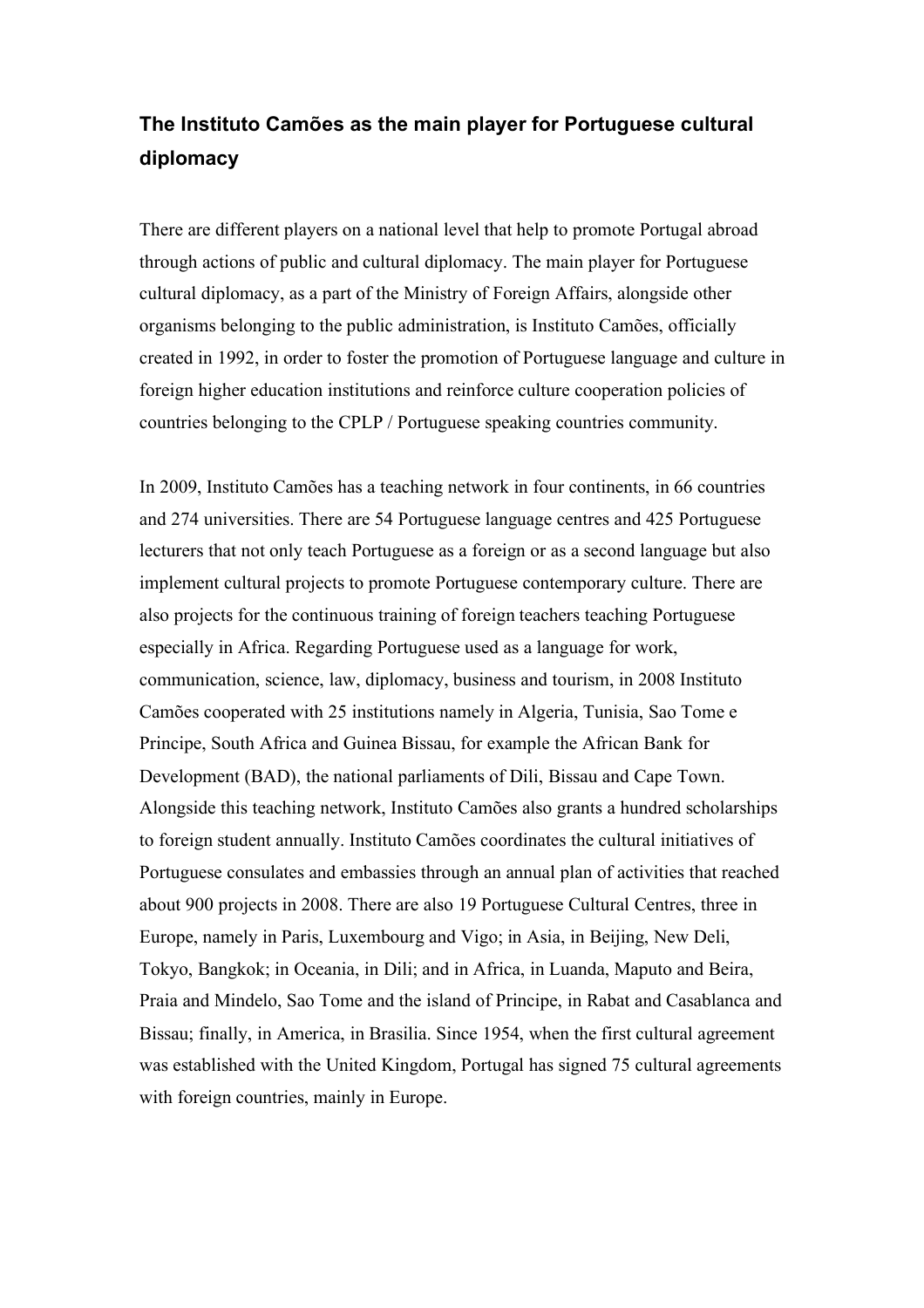### The Instituto Camões as the main player for Portuguese cultural diplomacy

There are different players on a national level that help to promote Portugal abroad through actions of public and cultural diplomacy. The main player for Portuguese cultural diplomacy, as a part of the Ministry of Foreign Affairs, alongside other organisms belonging to the public administration, is Instituto Camões, officially created in 1992, in order to foster the promotion of Portuguese language and culture in foreign higher education institutions and reinforce culture cooperation policies of countries belonging to the CPLP / Portuguese speaking countries community.

In 2009, Instituto Camões has a teaching network in four continents, in 66 countries and 274 universities. There are 54 Portuguese language centres and 425 Portuguese lecturers that not only teach Portuguese as a foreign or as a second language but also implement cultural projects to promote Portuguese contemporary culture. There are also projects for the continuous training of foreign teachers teaching Portuguese especially in Africa. Regarding Portuguese used as a language for work, communication, science, law, diplomacy, business and tourism, in 2008 Instituto Camões cooperated with 25 institutions namely in Algeria, Tunisia, Sao Tome e Principe, South Africa and Guinea Bissau, for example the African Bank for Development (BAD), the national parliaments of Dili, Bissau and Cape Town. Alongside this teaching network, Instituto Camões also grants a hundred scholarships to foreign student annually. Instituto Camões coordinates the cultural initiatives of Portuguese consulates and embassies through an annual plan of activities that reached about 900 projects in 2008. There are also 19 Portuguese Cultural Centres, three in Europe, namely in Paris, Luxembourg and Vigo; in Asia, in Beijing, New Deli, Tokyo, Bangkok; in Oceania, in Dili; and in Africa, in Luanda, Maputo and Beira, Praia and Mindelo, Sao Tome and the island of Principe, in Rabat and Casablanca and Bissau; finally, in America, in Brasilia. Since 1954, when the first cultural agreement was established with the United Kingdom, Portugal has signed 75 cultural agreements with foreign countries, mainly in Europe.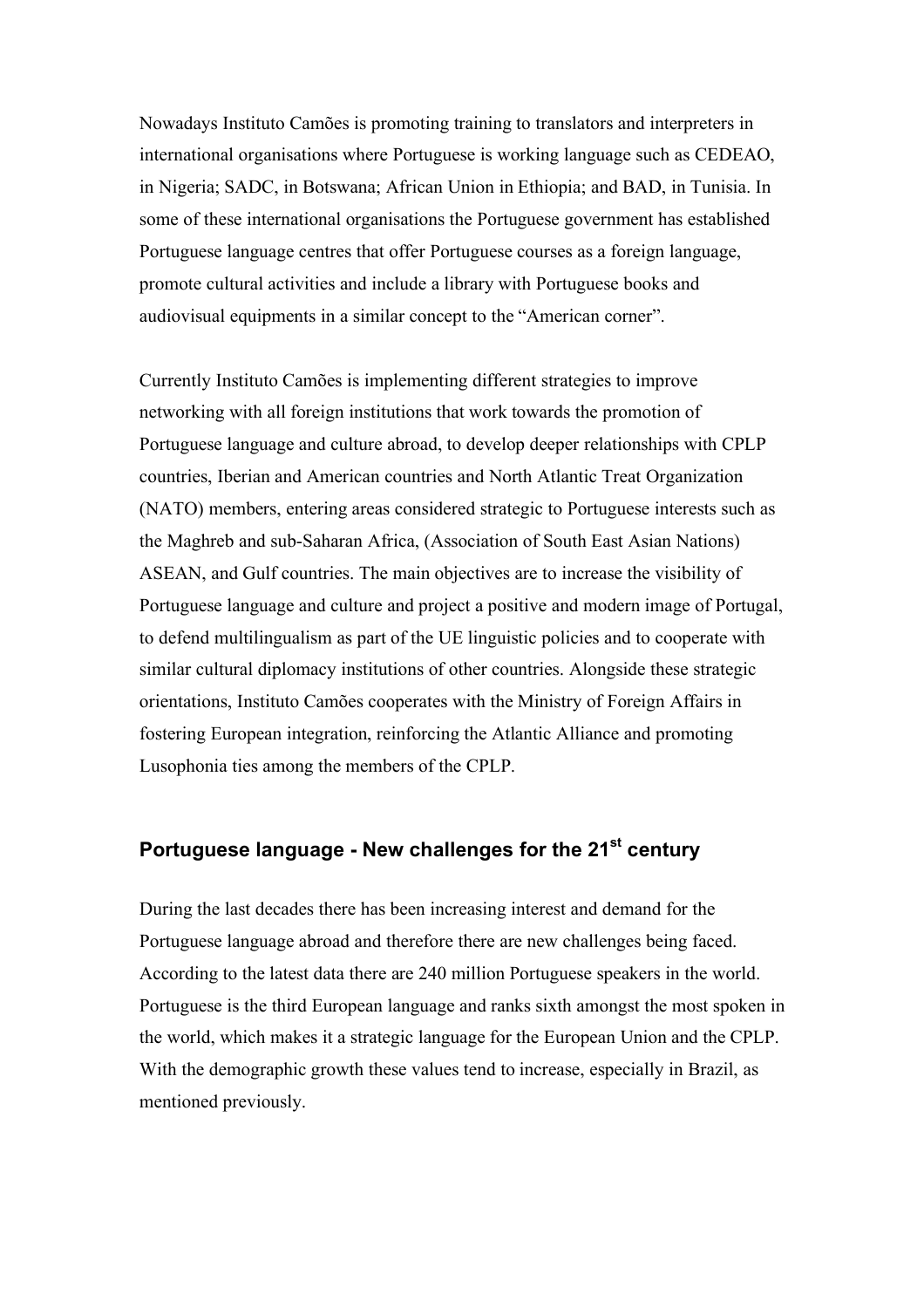Nowadays Instituto Camões is promoting training to translators and interpreters in international organisations where Portuguese is working language such as CEDEAO, in Nigeria; SADC, in Botswana; African Union in Ethiopia; and BAD, in Tunisia. In some of these international organisations the Portuguese government has established Portuguese language centres that offer Portuguese courses as a foreign language, promote cultural activities and include a library with Portuguese books and audiovisual equipments in a similar concept to the "American corner".

Currently Instituto Camões is implementing different strategies to improve networking with all foreign institutions that work towards the promotion of Portuguese language and culture abroad, to develop deeper relationships with CPLP countries, Iberian and American countries and North Atlantic Treat Organization (NATO) members, entering areas considered strategic to Portuguese interests such as the Maghreb and sub-Saharan Africa, (Association of South East Asian Nations) ASEAN, and Gulf countries. The main objectives are to increase the visibility of Portuguese language and culture and project a positive and modern image of Portugal, to defend multilingualism as part of the UE linguistic policies and to cooperate with similar cultural diplomacy institutions of other countries. Alongside these strategic orientations, Instituto Camões cooperates with the Ministry of Foreign Affairs in fostering European integration, reinforcing the Atlantic Alliance and promoting Lusophonia ties among the members of the CPLP.

## Portuguese language - New challenges for the 21st century

During the last decades there has been increasing interest and demand for the Portuguese language abroad and therefore there are new challenges being faced. According to the latest data there are 240 million Portuguese speakers in the world. Portuguese is the third European language and ranks sixth amongst the most spoken in the world, which makes it a strategic language for the European Union and the CPLP. With the demographic growth these values tend to increase, especially in Brazil, as mentioned previously.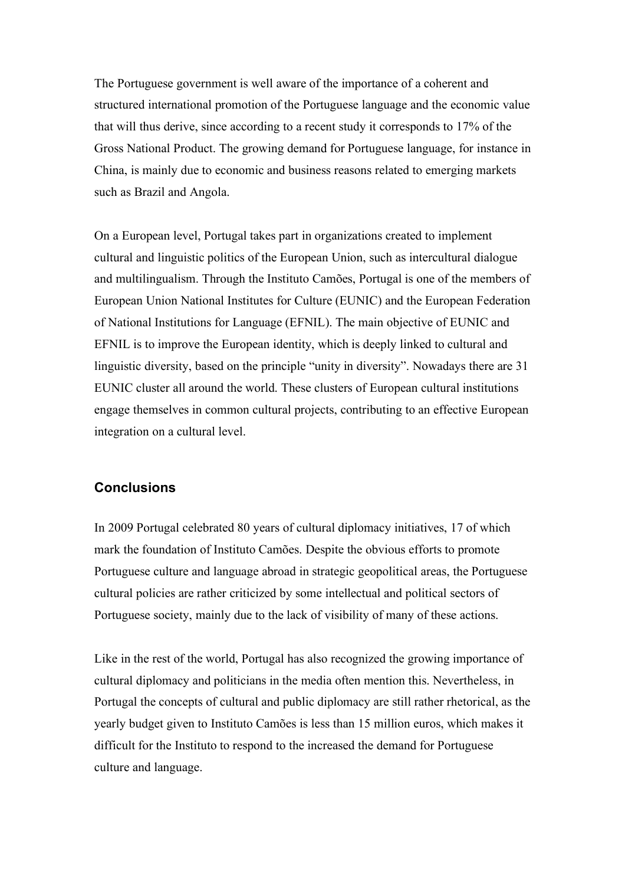The Portuguese government is well aware of the importance of a coherent and structured international promotion of the Portuguese language and the economic value that will thus derive, since according to a recent study it corresponds to 17% of the Gross National Product. The growing demand for Portuguese language, for instance in China, is mainly due to economic and business reasons related to emerging markets such as Brazil and Angola.

On a European level, Portugal takes part in organizations created to implement cultural and linguistic politics of the European Union, such as intercultural dialogue and multilingualism. Through the Instituto Camões, Portugal is one of the members of European Union National Institutes for Culture (EUNIC) and the European Federation of National Institutions for Language (EFNIL). The main objective of EUNIC and EFNIL is to improve the European identity, which is deeply linked to cultural and linguistic diversity, based on the principle "unity in diversity". Nowadays there are 31 EUNIC cluster all around the world. These clusters of European cultural institutions engage themselves in common cultural projects, contributing to an effective European integration on a cultural level.

## Conclusions

In 2009 Portugal celebrated 80 years of cultural diplomacy initiatives, 17 of which mark the foundation of Instituto Camões. Despite the obvious efforts to promote Portuguese culture and language abroad in strategic geopolitical areas, the Portuguese cultural policies are rather criticized by some intellectual and political sectors of Portuguese society, mainly due to the lack of visibility of many of these actions.

Like in the rest of the world, Portugal has also recognized the growing importance of cultural diplomacy and politicians in the media often mention this. Nevertheless, in Portugal the concepts of cultural and public diplomacy are still rather rhetorical, as the yearly budget given to Instituto Camões is less than 15 million euros, which makes it difficult for the Instituto to respond to the increased the demand for Portuguese culture and language.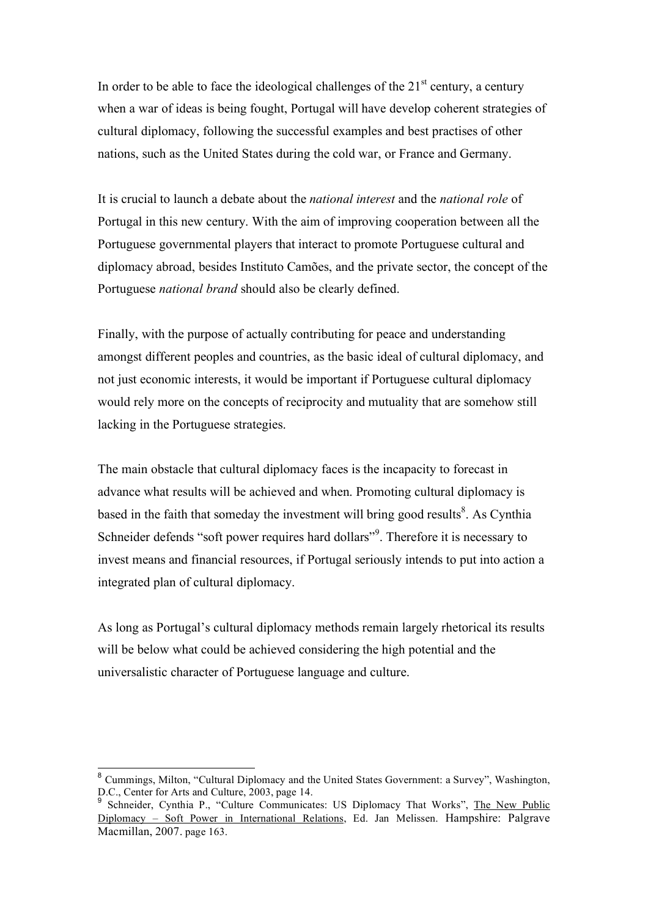In order to be able to face the ideological challenges of the 21st century, a century when a war of ideas is being fought, Portugal will have develop coherent strategies of cultural diplomacy, following the successful examples and best practises of other nations, such as the United States during the cold war, or France and Germany.

It is crucial to launch a debate about the *national interest* and the *national role* of Portugal in this new century. With the aim of improving cooperation between all the Portuguese governmental players that interact to promote Portuguese cultural and diplomacy abroad, besides Instituto Camões, and the private sector, the concept of the Portuguese *national brand* should also be clearly defined.

Finally, with the purpose of actually contributing for peace and understanding amongst different peoples and countries, as the basic ideal of cultural diplomacy, and not just economic interests, it would be important if Portuguese cultural diplomacy would rely more on the concepts of reciprocity and mutuality that are somehow still lacking in the Portuguese strategies.

The main obstacle that cultural diplomacy faces is the incapacity to forecast in advance what results will be achieved and when. Promoting cultural diplomacy is based in the faith that someday the investment will bring good results[8]. As Cynthia Schneider defends "soft power requires hard dollars"[9]. Therefore it is necessary to invest means and financial resources, if Portugal seriously intends to put into action a integrated plan of cultural diplomacy.

As long as Portugal's cultural diplomacy methods remain largely rhetorical its results will be below what could be achieved considering the high potential and the universalistic character of Portuguese language and culture.

---

[8] Cummings, Milton, "Cultural Diplomacy and the United States Government: a Survey", Washington, D.C., Center for Arts and Culture, 2003, page 14.

[9] Schneider, Cynthia P., "Culture Communicates: US Diplomacy That Works", The New Public Diplomacy – Soft Power in International Relations, Ed. Jan Melissen. Hampshire: Palgrave Macmillan, 2007. page 163.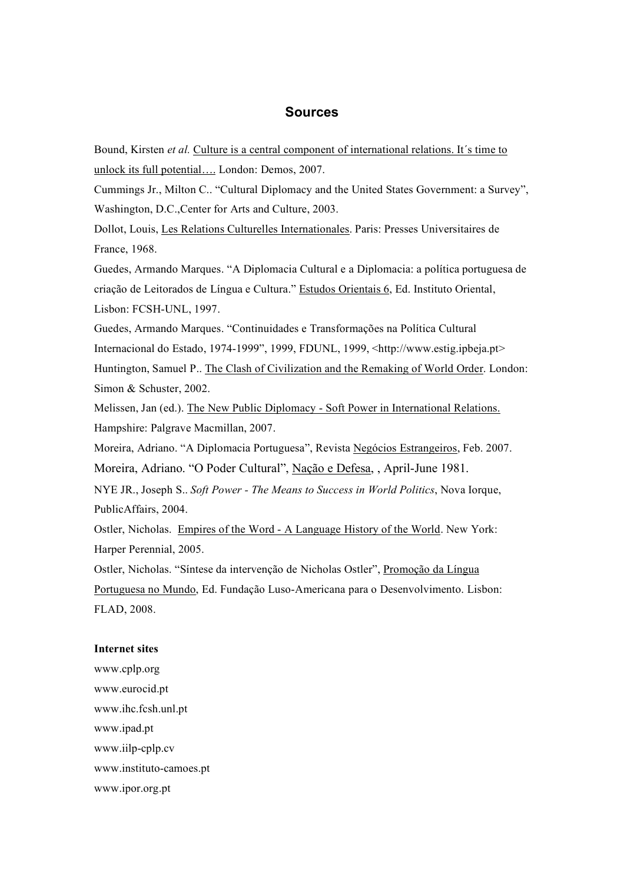## Sources

Bound, Kirsten *et al.* Culture is a central component of international relations. It´s time to unlock its full potential…. London: Demos, 2007.

Cummings Jr., Milton C.. "Cultural Diplomacy and the United States Government: a Survey", Washington, D.C.,Center for Arts and Culture, 2003.

Dollot, Louis, Les Relations Culturelles Internationales. Paris: Presses Universitaires de France, 1968.

Guedes, Armando Marques. "A Diplomacia Cultural e a Diplomacia: a política portuguesa de criação de Leitorados de Língua e Cultura." Estudos Orientais 6, Ed. Instituto Oriental, Lisbon: FCSH-UNL, 1997.

Guedes, Armando Marques. "Continuidades e Transformações na Política Cultural Internacional do Estado, 1974-1999", 1999, FDUNL, 1999, <http://www.estig.ipbeja.pt>

Huntington, Samuel P.. The Clash of Civilization and the Remaking of World Order. London: Simon & Schuster, 2002.

Melissen, Jan (ed.). The New Public Diplomacy - Soft Power in International Relations. Hampshire: Palgrave Macmillan, 2007.

Moreira, Adriano. "A Diplomacia Portuguesa", Revista Negócios Estrangeiros, Feb. 2007.

Moreira, Adriano. "O Poder Cultural", Nação e Defesa, , April-June 1981.

NYE JR., Joseph S.. *Soft Power - The Means to Success in World Politics*, Nova Iorque, PublicAffairs, 2004.

Ostler, Nicholas. Empires of the Word - A Language History of the World. New York: Harper Perennial, 2005.

Ostler, Nicholas. "Síntese da intervenção de Nicholas Ostler", Promoção da Língua Portuguesa no Mundo, Ed. Fundação Luso-Americana para o Desenvolvimento. Lisbon: FLAD, 2008.

**Internet sites**

www.cplp.org
www.eurocid.pt
www.ihc.fcsh.unl.pt
www.ipad.pt
www.iilp-cplp.cv
www.instituto-camoes.pt
www.ipor.org.pt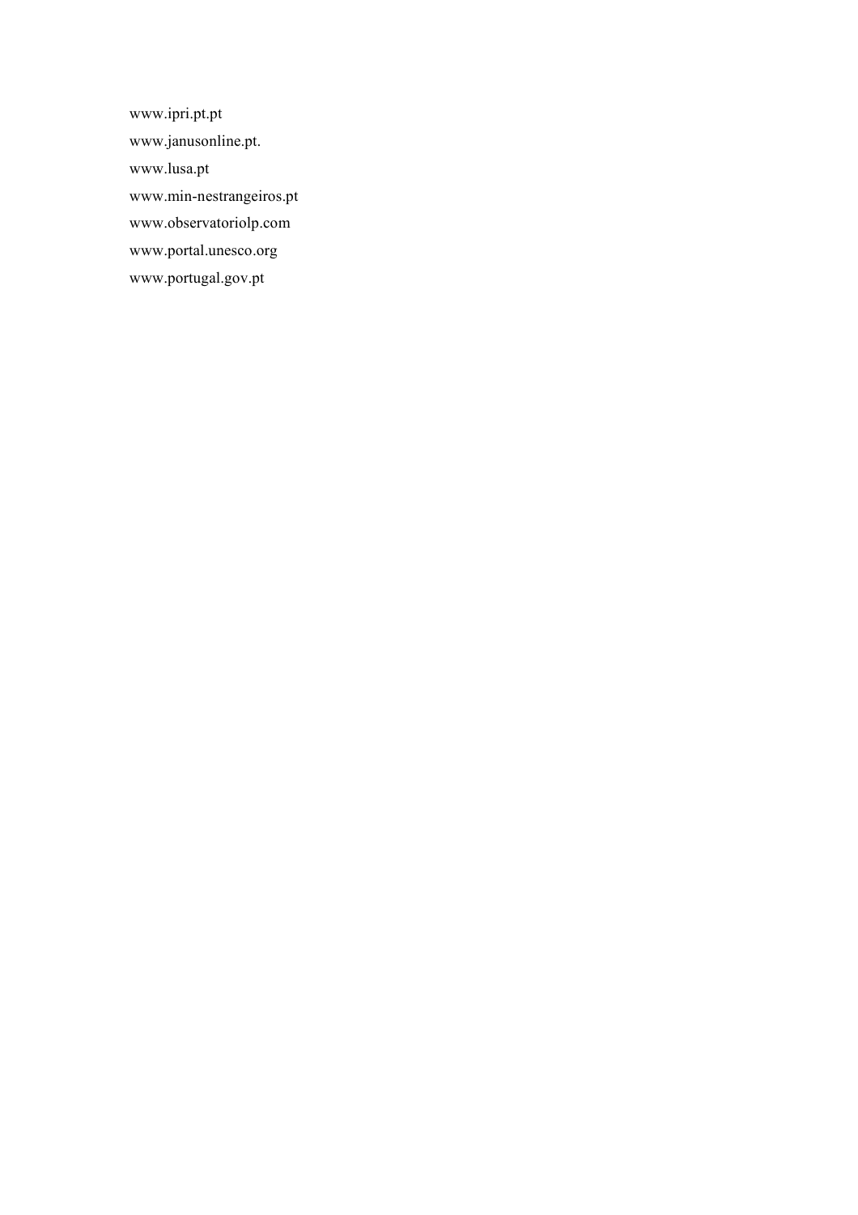www.ipri.pt.pt

www.janusonline.pt.

www.lusa.pt

www.min-nestrangeiros.pt

www.observatoriolp.com

www.portal.unesco.org

www.portugal.gov.pt